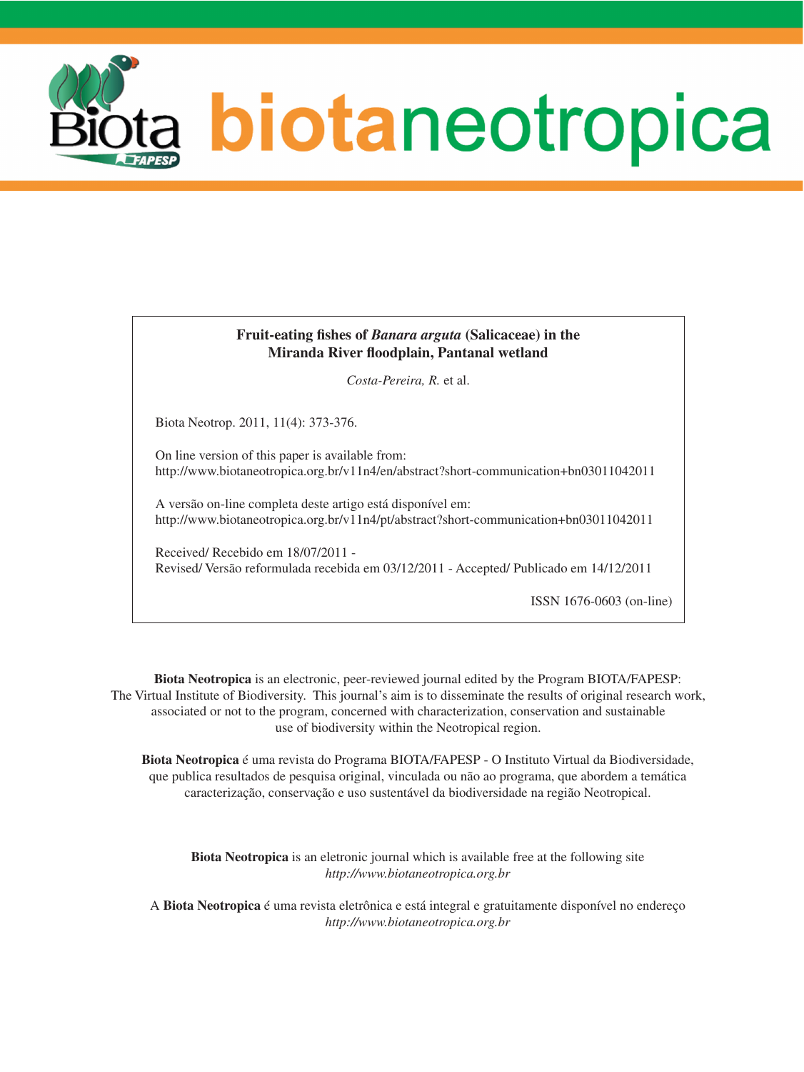# biotaneotropica

**Fruit-eating fishes of *Banara arguta* (Salicaceae) in the Miranda River floodplain, Pantanal wetland**

*Costa-Pereira, R.* et al.

Biota Neotrop. 2011, 11(4): 373-376.

On line version of this paper is available from:
http://www.biotaneotropica.org.br/v11n4/en/abstract?short-communication+bn03011042011

A versão on-line completa deste artigo está disponível em:
http://www.biotaneotropica.org.br/v11n4/pt/abstract?short-communication+bn03011042011

Received/ Recebido em 18/07/2011 -
Revised/ Versão reformulada recebida em 03/12/2011 - Accepted/ Publicado em 14/12/2011

ISSN 1676-0603 (on-line)

**Biota Neotropica** is an electronic, peer-reviewed journal edited by the Program BIOTA/FAPESP: The Virtual Institute of Biodiversity. This journal's aim is to disseminate the results of original research work, associated or not to the program, concerned with characterization, conservation and sustainable use of biodiversity within the Neotropical region.

**Biota Neotropica** é uma revista do Programa BIOTA/FAPESP - O Instituto Virtual da Biodiversidade, que publica resultados de pesquisa original, vinculada ou não ao programa, que abordem a temática caracterização, conservação e uso sustentável da biodiversidade na região Neotropical.

**Biota Neotropica** is an eletronic journal which is available free at the following site *http://www.biotaneotropica.org.br*

A **Biota Neotropica** é uma revista eletrônica e está integral e gratuitamente disponível no endereço *http://www.biotaneotropica.org.br*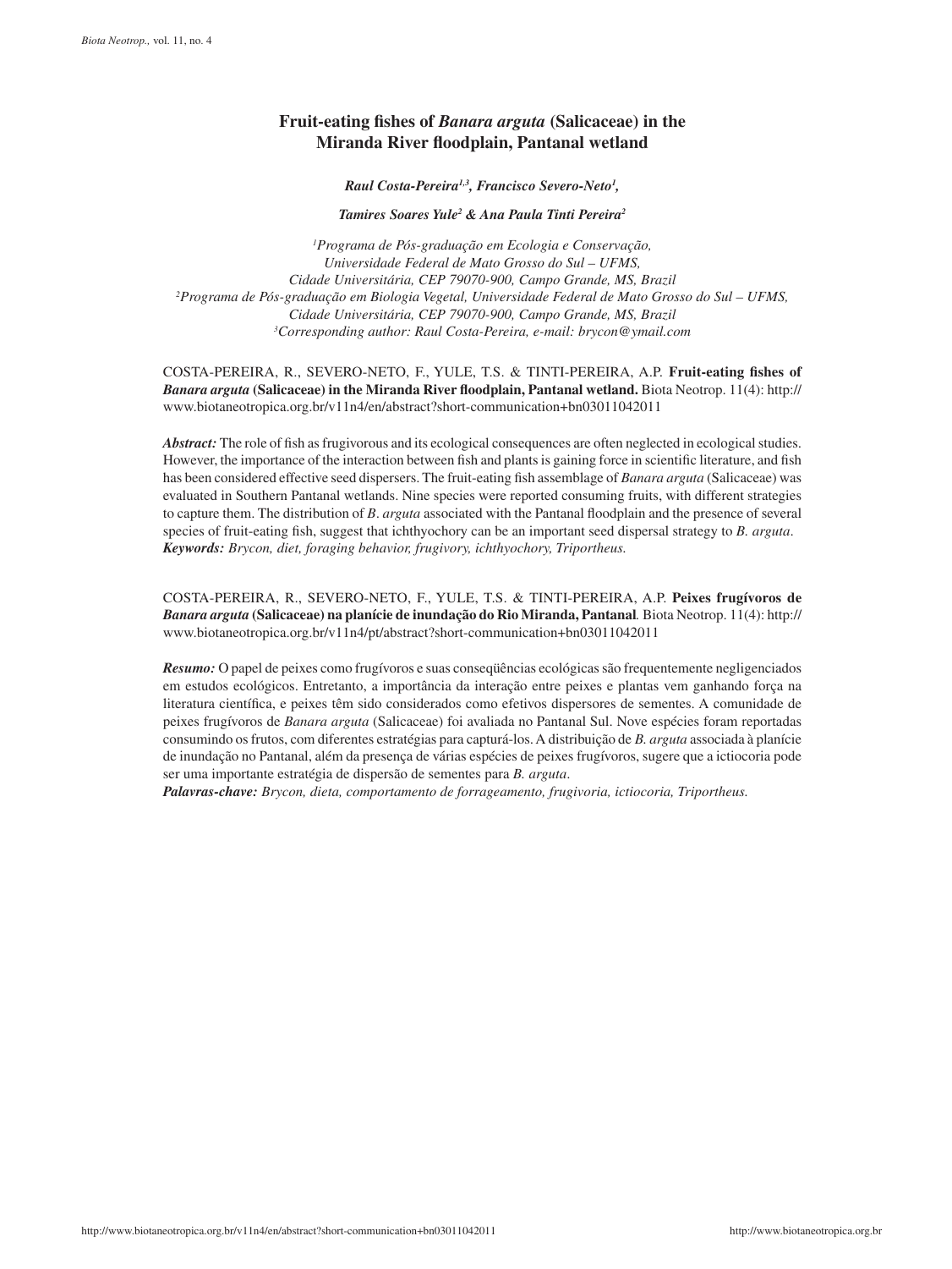# Fruit-eating fishes of *Banara arguta* (Salicaceae) in the Miranda River floodplain, Pantanal wetland

***Raul Costa-Pereira[1,3], Francisco Severo-Neto[1],***

***Tamires Soares Yule[2] & Ana Paula Tinti Pereira[2]***

*[1]Programa de Pós-graduação em Ecologia e Conservação, Universidade Federal de Mato Grosso do Sul – UFMS, Cidade Universitária, CEP 79070-900, Campo Grande, MS, Brazil*
*[2]Programa de Pós-graduação em Biologia Vegetal, Universidade Federal de Mato Grosso do Sul – UFMS, Cidade Universitária, CEP 79070-900, Campo Grande, MS, Brazil*
*[3]Corresponding author: Raul Costa-Pereira, e-mail: brycon@ymail.com*

COSTA-PEREIRA, R., SEVERO-NETO, F., YULE, T.S. & TINTI-PEREIRA, A.P. **Fruit-eating fishes of *Banara arguta* (Salicaceae) in the Miranda River floodplain, Pantanal wetland.** Biota Neotrop. 11(4): http://www.biotaneotropica.org.br/v11n4/en/abstract?short-communication+bn03011042011

***Abstract:*** The role of fish as frugivorous and its ecological consequences are often neglected in ecological studies. However, the importance of the interaction between fish and plants is gaining force in scientific literature, and fish has been considered effective seed dispersers. The fruit-eating fish assemblage of *Banara arguta* (Salicaceae) was evaluated in Southern Pantanal wetlands. Nine species were reported consuming fruits, with different strategies to capture them. The distribution of *B. arguta* associated with the Pantanal floodplain and the presence of several species of fruit-eating fish, suggest that ichthyochory can be an important seed dispersal strategy to *B. arguta*.
***Keywords:*** *Brycon, diet, foraging behavior, frugivory, ichthyochory, Triportheus.*

COSTA-PEREIRA, R., SEVERO-NETO, F., YULE, T.S. & TINTI-PEREIRA, A.P. **Peixes frugívoros de *Banara arguta* (Salicaceae) na planície de inundação do Rio Miranda, Pantanal***.* Biota Neotrop. 11(4): http://www.biotaneotropica.org.br/v11n4/pt/abstract?short-communication+bn03011042011

***Resumo:*** O papel de peixes como frugívoros e suas conseqüências ecológicas são frequentemente negligenciados em estudos ecológicos. Entretanto, a importância da interação entre peixes e plantas vem ganhando força na literatura científica, e peixes têm sido considerados como efetivos dispersores de sementes. A comunidade de peixes frugívoros de *Banara arguta* (Salicaceae) foi avaliada no Pantanal Sul. Nove espécies foram reportadas consumindo os frutos, com diferentes estratégias para capturá-los. A distribuição de *B. arguta* associada à planície de inundação no Pantanal, além da presença de várias espécies de peixes frugívoros, sugere que a ictiocoria pode ser uma importante estratégia de dispersão de sementes para *B. arguta*.
***Palavras-chave:*** *Brycon, dieta, comportamento de forrageamento, frugivoria, ictiocoria, Triportheus.*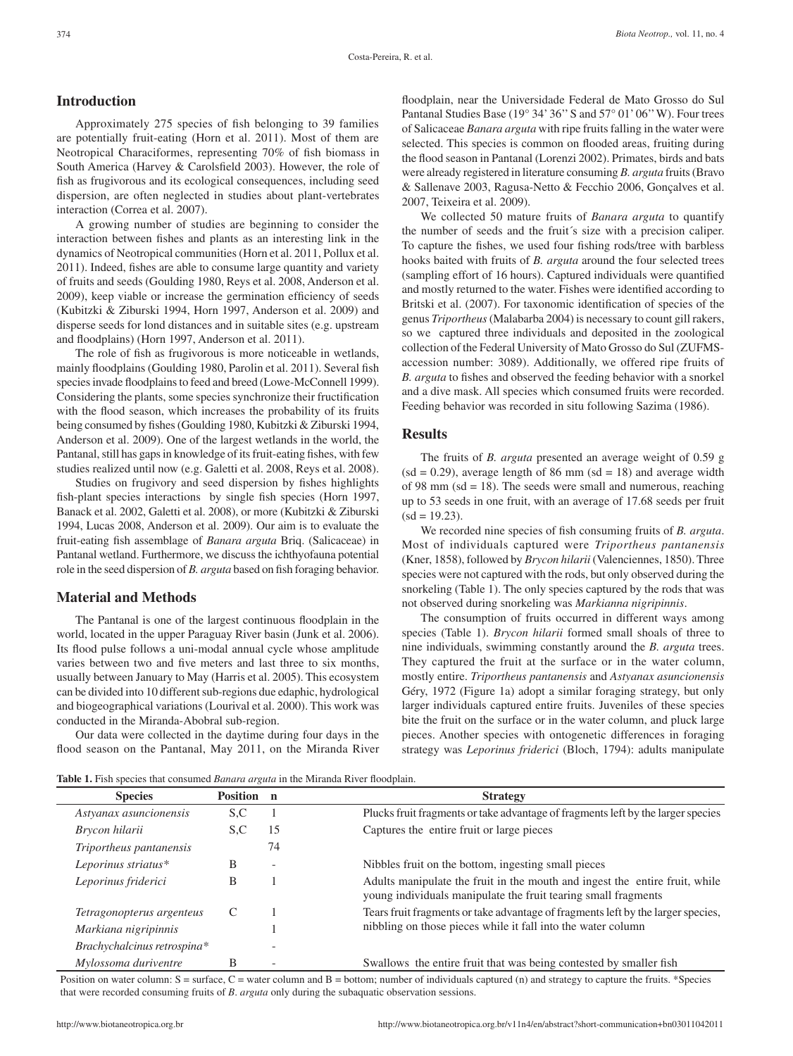## Introduction

Approximately 275 species of fish belonging to 39 families are potentially fruit-eating (Horn et al. 2011). Most of them are Neotropical Characiformes, representing 70% of fish biomass in South America (Harvey & Carolsfield 2003). However, the role of fish as frugivorous and its ecological consequences, including seed dispersion, are often neglected in studies about plant-vertebrates interaction (Correa et al. 2007).

A growing number of studies are beginning to consider the interaction between fishes and plants as an interesting link in the dynamics of Neotropical communities (Horn et al. 2011, Pollux et al. 2011). Indeed, fishes are able to consume large quantity and variety of fruits and seeds (Goulding 1980, Reys et al. 2008, Anderson et al. 2009), keep viable or increase the germination efficiency of seeds (Kubitzki & Ziburski 1994, Horn 1997, Anderson et al. 2009) and disperse seeds for lond distances and in suitable sites (e.g. upstream and floodplains) (Horn 1997, Anderson et al. 2011).

The role of fish as frugivorous is more noticeable in wetlands, mainly floodplains (Goulding 1980, Parolin et al. 2011). Several fish species invade floodplains to feed and breed (Lowe-McConnell 1999). Considering the plants, some species synchronize their fructification with the flood season, which increases the probability of its fruits being consumed by fishes (Goulding 1980, Kubitzki & Ziburski 1994, Anderson et al. 2009). One of the largest wetlands in the world, the Pantanal, still has gaps in knowledge of its fruit-eating fishes, with few studies realized until now (e.g. Galetti et al. 2008, Reys et al. 2008).

Studies on frugivory and seed dispersion by fishes highlights fish-plant species interactions by single fish species (Horn 1997, Banack et al. 2002, Galetti et al. 2008), or more (Kubitzki & Ziburski 1994, Lucas 2008, Anderson et al. 2009). Our aim is to evaluate the fruit-eating fish assemblage of *Banara arguta* Briq. (Salicaceae) in Pantanal wetland. Furthermore, we discuss the ichthyofauna potential role in the seed dispersion of *B. arguta* based on fish foraging behavior.

## Material and Methods

The Pantanal is one of the largest continuous floodplain in the world, located in the upper Paraguay River basin (Junk et al. 2006). Its flood pulse follows a uni-modal annual cycle whose amplitude varies between two and five meters and last three to six months, usually between January to May (Harris et al. 2005). This ecosystem can be divided into 10 different sub-regions due edaphic, hydrological and biogeographical variations (Lourival et al. 2000). This work was conducted in the Miranda-Abobral sub-region.

Our data were collected in the daytime during four days in the flood season on the Pantanal, May 2011, on the Miranda River floodplain, near the Universidade Federal de Mato Grosso do Sul Pantanal Studies Base (19° 34' 36'' S and 57° 01' 06'' W). Four trees of Salicaceae *Banara arguta* with ripe fruits falling in the water were selected. This species is common on flooded areas, fruiting during the flood season in Pantanal (Lorenzi 2002). Primates, birds and bats were already registered in literature consuming *B. arguta* fruits (Bravo & Sallenave 2003, Ragusa-Netto & Fecchio 2006, Gonçalves et al. 2007, Teixeira et al. 2009).

We collected 50 mature fruits of *Banara arguta* to quantify the number of seeds and the fruit´s size with a precision caliper. To capture the fishes, we used four fishing rods/tree with barbless hooks baited with fruits of *B. arguta* around the four selected trees (sampling effort of 16 hours). Captured individuals were quantified and mostly returned to the water. Fishes were identified according to Britski et al. (2007). For taxonomic identification of species of the genus *Triportheus* (Malabarba 2004) is necessary to count gill rakers, so we captured three individuals and deposited in the zoological collection of the Federal University of Mato Grosso do Sul (ZUFMS-accession number: 3089). Additionally, we offered ripe fruits of *B. arguta* to fishes and observed the feeding behavior with a snorkel and a dive mask. All species which consumed fruits were recorded. Feeding behavior was recorded in situ following Sazima (1986).

## Results

The fruits of *B. arguta* presented an average weight of 0.59 g (sd = 0.29), average length of 86 mm (sd = 18) and average width of 98 mm (sd = 18). The seeds were small and numerous, reaching up to 53 seeds in one fruit, with an average of 17.68 seeds per fruit (sd = 19.23).

We recorded nine species of fish consuming fruits of *B. arguta*. Most of individuals captured were *Triportheus pantanensis* (Kner, 1858), followed by *Brycon hilarii* (Valenciennes, 1850). Three species were not captured with the rods, but only observed during the snorkeling (Table 1). The only species captured by the rods that was not observed during snorkeling was *Markianna nigripinnis*.

The consumption of fruits occurred in different ways among species (Table 1). *Brycon hilarii* formed small shoals of three to nine individuals, swimming constantly around the *B. arguta* trees. They captured the fruit at the surface or in the water column, mostly entire. *Triportheus pantanensis* and *Astyanax asuncionensis* Géry, 1972 (Figure 1a) adopt a similar foraging strategy, but only larger individuals captured entire fruits. Juveniles of these species bite the fruit on the surface or in the water column, and pluck large pieces. Another species with ontogenetic differences in foraging strategy was *Leporinus friderici* (Bloch, 1794): adults manipulate

**Table 1.** Fish species that consumed *Banara arguta* in the Miranda River floodplain.

| Species | Position | n | Strategy |
|---|---|---|---|
| *Astyanax asuncionensis* | S,C | 1 | Plucks fruit fragments or take advantage of fragments left by the larger species |
| *Brycon hilarii* | S,C | 15 | Captures the entire fruit or large pieces |
| *Triportheus pantanensis* | | 74 | |
| *Leporinus striatus*\* | B | - | Nibbles fruit on the bottom, ingesting small pieces |
| *Leporinus friderici* | B | 1 | Adults manipulate the fruit in the mouth and ingest the entire fruit, while young individuals manipulate the fruit tearing small fragments |
| *Tetragonopterus argenteus* | C | 1 | Tears fruit fragments or take advantage of fragments left by the larger species, nibbling on those pieces while it fall into the water column |
| *Markiana nigripinnis* | | 1 | |
| *Brachychalcinus retrospina*\* | | - | |
| *Mylossoma duriventre* | B | - | Swallows the entire fruit that was being contested by smaller fish |

Position on water column: S = surface, C = water column and B = bottom; number of individuals captured (n) and strategy to capture the fruits. \*Species that were recorded consuming fruits of *B. arguta* only during the subaquatic observation sessions.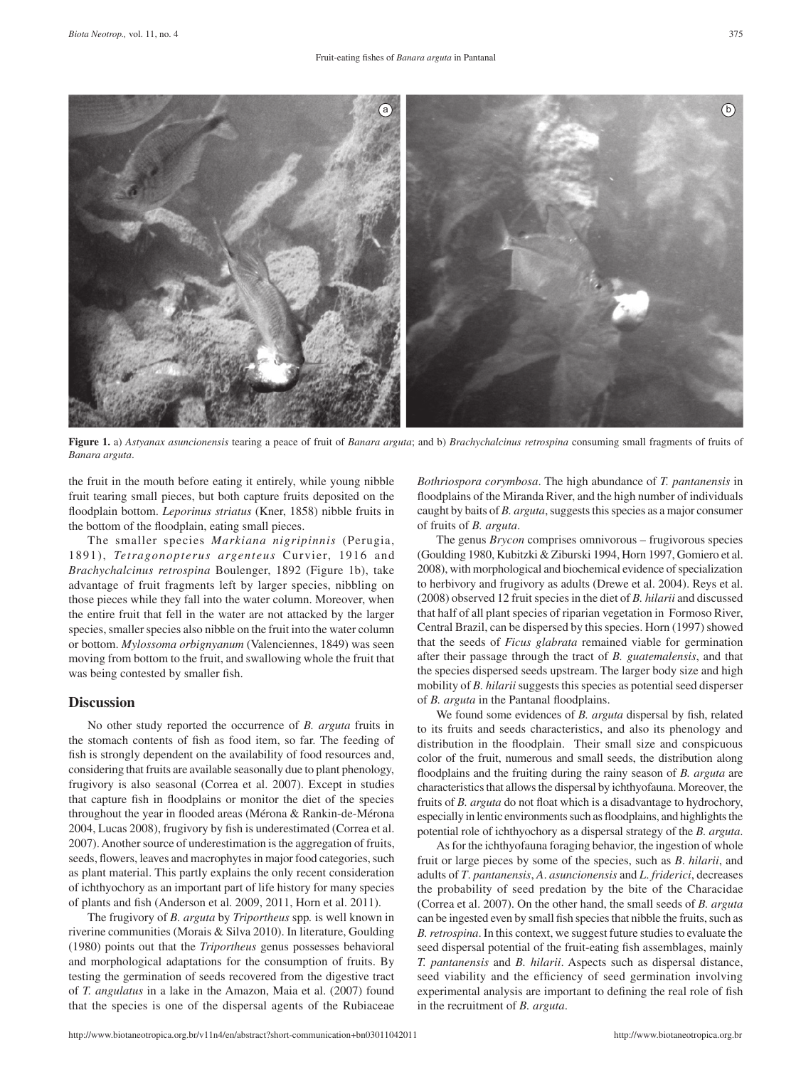**Figure 1.** a) *Astyanax asuncionensis* tearing a peace of fruit of *Banara arguta*; and b) *Brachychalcinus retrospina* consuming small fragments of fruits of *Banara arguta*.

the fruit in the mouth before eating it entirely, while young nibble fruit tearing small pieces, but both capture fruits deposited on the floodplain bottom. *Leporinus striatus* (Kner, 1858) nibble fruits in the bottom of the floodplain, eating small pieces.

The smaller species *Markiana nigripinnis* (Perugia, 1891), *Tetragonopterus argenteus* Curvier, 1916 and *Brachychalcinus retrospina* Boulenger, 1892 (Figure 1b), take advantage of fruit fragments left by larger species, nibbling on those pieces while they fall into the water column. Moreover, when the entire fruit that fell in the water are not attacked by the larger species, smaller species also nibble on the fruit into the water column or bottom. *Mylossoma orbignyanum* (Valenciennes, 1849) was seen moving from bottom to the fruit, and swallowing whole the fruit that was being contested by smaller fish.

## Discussion

No other study reported the occurrence of *B. arguta* fruits in the stomach contents of fish as food item, so far. The feeding of fish is strongly dependent on the availability of food resources and, considering that fruits are available seasonally due to plant phenology, frugivory is also seasonal (Correa et al. 2007). Except in studies that capture fish in floodplains or monitor the diet of the species throughout the year in flooded areas (Mérona & Rankin-de-Mérona 2004, Lucas 2008), frugivory by fish is underestimated (Correa et al. 2007). Another source of underestimation is the aggregation of fruits, seeds, flowers, leaves and macrophytes in major food categories, such as plant material. This partly explains the only recent consideration of ichthyochory as an important part of life history for many species of plants and fish (Anderson et al. 2009, 2011, Horn et al. 2011).

The frugivory of *B. arguta* by *Triportheus* spp. is well known in riverine communities (Morais & Silva 2010). In literature, Goulding (1980) points out that the *Triportheus* genus possesses behavioral and morphological adaptations for the consumption of fruits. By testing the germination of seeds recovered from the digestive tract of *T. angulatus* in a lake in the Amazon, Maia et al. (2007) found that the species is one of the dispersal agents of the Rubiaceae *Bothriospora corymbosa*. The high abundance of *T. pantanensis* in floodplains of the Miranda River, and the high number of individuals caught by baits of *B. arguta*, suggests this species as a major consumer of fruits of *B. arguta*.

The genus *Brycon* comprises omnivorous – frugivorous species (Goulding 1980, Kubitzki & Ziburski 1994, Horn 1997, Gomiero et al. 2008), with morphological and biochemical evidence of specialization to herbivory and frugivory as adults (Drewe et al. 2004). Reys et al. (2008) observed 12 fruit species in the diet of *B. hilarii* and discussed that half of all plant species of riparian vegetation in Formoso River, Central Brazil, can be dispersed by this species. Horn (1997) showed that the seeds of *Ficus glabrata* remained viable for germination after their passage through the tract of *B. guatemalensis*, and that the species dispersed seeds upstream. The larger body size and high mobility of *B. hilarii* suggests this species as potential seed disperser of *B. arguta* in the Pantanal floodplains.

We found some evidences of *B. arguta* dispersal by fish, related to its fruits and seeds characteristics, and also its phenology and distribution in the floodplain. Their small size and conspicuous color of the fruit, numerous and small seeds, the distribution along floodplains and the fruiting during the rainy season of *B. arguta* are characteristics that allows the dispersal by ichthyofauna. Moreover, the fruits of *B. arguta* do not float which is a disadvantage to hydrochory, especially in lentic environments such as floodplains, and highlights the potential role of ichthyochory as a dispersal strategy of the *B. arguta*.

As for the ichthyofauna foraging behavior, the ingestion of whole fruit or large pieces by some of the species, such as *B. hilarii*, and adults of *T. pantanensis*, *A. asuncionensis* and *L. friderici*, decreases the probability of seed predation by the bite of the Characidae (Correa et al. 2007). On the other hand, the small seeds of *B. arguta* can be ingested even by small fish species that nibble the fruits, such as *B. retrospina*. In this context, we suggest future studies to evaluate the seed dispersal potential of the fruit-eating fish assemblages, mainly *T. pantanensis* and *B. hilarii*. Aspects such as dispersal distance, seed viability and the efficiency of seed germination involving experimental analysis are important to defining the real role of fish in the recruitment of *B. arguta*.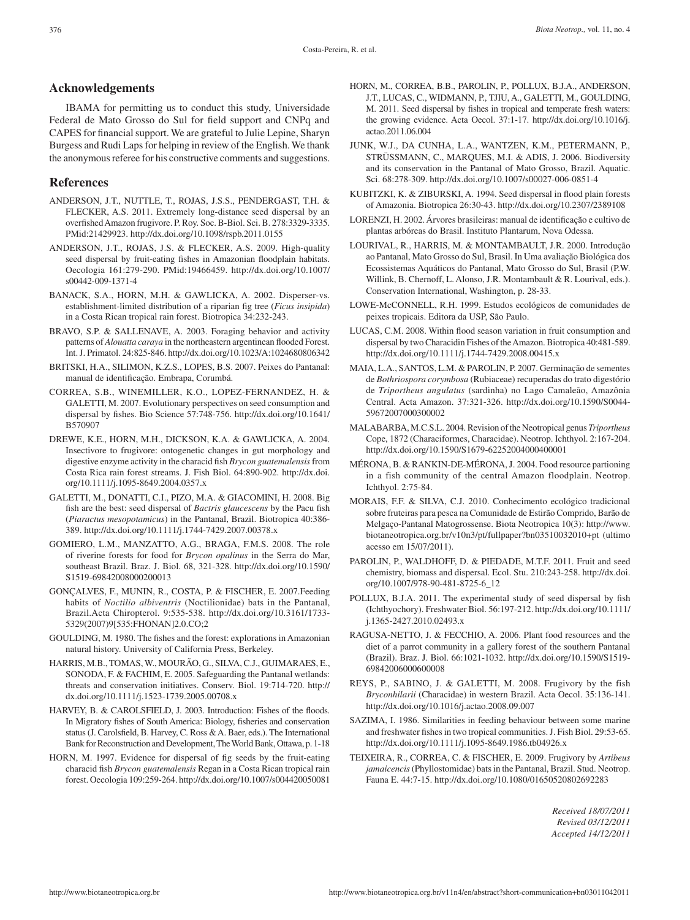## Acknowledgements

IBAMA for permitting us to conduct this study, Universidade Federal de Mato Grosso do Sul for field support and CNPq and CAPES for financial support. We are grateful to Julie Lepine, Sharyn Burgess and Rudi Laps for helping in review of the English. We thank the anonymous referee for his constructive comments and suggestions.

## References

ANDERSON, J.T., NUTTLE, T., ROJAS, J.S.S., PENDERGAST, T.H. & FLECKER, A.S. 2011. Extremely long-distance seed dispersal by an overfished Amazon frugivore. P. Roy. Soc. B-Biol. Sci. B. 278:3329-3335. PMid:21429923. http://dx.doi.org/10.1098/rspb.2011.0155

ANDERSON, J.T., ROJAS, J.S. & FLECKER, A.S. 2009. High-quality seed dispersal by fruit-eating fishes in Amazonian floodplain habitats. Oecologia 161:279-290. PMid:19466459. http://dx.doi.org/10.1007/s00442-009-1371-4

BANACK, S.A., HORN, M.H. & GAWLICKA, A. 2002. Disperser-vs. establishment-limited distribution of a riparian fig tree (*Ficus insipida*) in a Costa Rican tropical rain forest. Biotropica 34:232-243.

BRAVO, S.P. & SALLENAVE, A. 2003. Foraging behavior and activity patterns of *Alouatta caraya* in the northeastern argentinean flooded Forest. Int. J. Primatol. 24:825-846. http://dx.doi.org/10.1023/A:1024680806342

BRITSKI, H.A., SILIMON, K.Z.S., LOPES, B.S. 2007. Peixes do Pantanal: manual de identificação. Embrapa, Corumbá.

CORREA, S.B., WINEMILLER, K.O., LOPEZ-FERNANDEZ, H. & GALETTI, M. 2007. Evolutionary perspectives on seed consumption and dispersal by fishes. Bio Science 57:748-756. http://dx.doi.org/10.1641/B570907

DREWE, K.E., HORN, M.H., DICKSON, K.A. & GAWLICKA, A. 2004. Insectivore to frugivore: ontogenetic changes in gut morphology and digestive enzyme activity in the characid fish *Brycon guatemalensis* from Costa Rica rain forest streams. J. Fish Biol. 64:890-902. http://dx.doi.org/10.1111/j.1095-8649.2004.0357.x

GALETTI, M., DONATTI, C.I., PIZO, M.A. & GIACOMINI, H. 2008. Big fish are the best: seed dispersal of *Bactris glaucescens* by the Pacu fish (*Piaractus mesopotamicus*) in the Pantanal, Brazil. Biotropica 40:386-389. http://dx.doi.org/10.1111/j.1744-7429.2007.00378.x

GOMIERO, L.M., MANZATTO, A.G., BRAGA, F.M.S. 2008. The role of riverine forests for food for *Brycon opalinus* in the Serra do Mar, southeast Brazil. Braz. J. Biol. 68, 321-328. http://dx.doi.org/10.1590/S1519-69842008000200013

GONÇALVES, F., MUNIN, R., COSTA, P. & FISCHER, E. 2007.Feeding habits of *Noctilio albiventris* (Noctilionidae) bats in the Pantanal, Brazil.Acta Chiropterol. 9:535-538. http://dx.doi.org/10.3161/1733-5329(2007)9[535:FHONAN]2.0.CO;2

GOULDING, M. 1980. The fishes and the forest: explorations in Amazonian natural history. University of California Press, Berkeley.

HARRIS, M.B., TOMAS, W., MOURÃO, G., SILVA, C.J., GUIMARAES, E., SONODA, F. & FACHIM, E. 2005. Safeguarding the Pantanal wetlands: threats and conservation initiatives. Conserv. Biol. 19:714-720. http://dx.doi.org/10.1111/j.1523-1739.2005.00708.x

HARVEY, B. & CAROLSFIELD, J. 2003. Introduction: Fishes of the floods. In Migratory fishes of South America: Biology, fisheries and conservation status (J. Carolsfield, B. Harvey, C. Ross & A. Baer, eds.). The International Bank for Reconstruction and Development, The World Bank, Ottawa, p. 1-18

HORN, M. 1997. Evidence for dispersal of fig seeds by the fruit-eating characid fish *Brycon guatemalensis* Regan in a Costa Rican tropical rain forest. Oecologia 109:259-264. http://dx.doi.org/10.1007/s004420050081

HORN, M., CORREA, B.B., PAROLIN, P., POLLUX, B.J.A., ANDERSON, J.T., LUCAS, C., WIDMANN, P., TJIU, A., GALETTI, M., GOULDING, M. 2011. Seed dispersal by fishes in tropical and temperate fresh waters: the growing evidence. Acta Oecol. 37:1-17. http://dx.doi.org/10.1016/j.actao.2011.06.004

JUNK, W.J., DA CUNHA, L.A., WANTZEN, K.M., PETERMANN, P., STRÜSSMANN, C., MARQUES, M.I. & ADIS, J. 2006. Biodiversity and its conservation in the Pantanal of Mato Grosso, Brazil. Aquatic. Sci. 68:278-309. http://dx.doi.org/10.1007/s00027-006-0851-4

KUBITZKI, K. & ZIBURSKI, A. 1994. Seed dispersal in flood plain forests of Amazonia. Biotropica 26:30-43. http://dx.doi.org/10.2307/2389108

LORENZI, H. 2002. Árvores brasileiras: manual de identificação e cultivo de plantas arbóreas do Brasil. Instituto Plantarum, Nova Odessa.

LOURIVAL, R., HARRIS, M. & MONTAMBAULT, J.R. 2000. Introdução ao Pantanal, Mato Grosso do Sul, Brasil. In Uma avaliação Biológica dos Ecossistemas Aquáticos do Pantanal, Mato Grosso do Sul, Brasil (P.W. Willink, B. Chernoff, L. Alonso, J.R. Montambault & R. Lourival, eds.). Conservation International, Washington, p. 28-33.

LOWE-McCONNELL, R.H. 1999. Estudos ecológicos de comunidades de peixes tropicais. Editora da USP, São Paulo.

LUCAS, C.M. 2008. Within flood season variation in fruit consumption and dispersal by two Characidin Fishes of the Amazon. Biotropica 40:481-589. http://dx.doi.org/10.1111/j.1744-7429.2008.00415.x

MAIA, L.A., SANTOS, L.M. & PAROLIN, P. 2007. Germinação de sementes de *Bothriospora corymbosa* (Rubiaceae) recuperadas do trato digestório de *Triportheus angulatus* (sardinha) no Lago Camaleão, Amazônia Central. Acta Amazon. 37:321-326. http://dx.doi.org/10.1590/S0044-59672007000300002

MALABARBA, M.C.S.L. 2004. Revision of the Neotropical genus *Triportheus* Cope, 1872 (Characiformes, Characidae). Neotrop. Ichthyol. 2:167-204. http://dx.doi.org/10.1590/S1679-62252004000400001

MÉRONA, B. & RANKIN-DE-MÉRONA, J. 2004. Food resource partioning in a fish community of the central Amazon floodplain. Neotrop. Ichthyol. 2:75-84.

MORAIS, F.F. & SILVA, C.J. 2010. Conhecimento ecológico tradicional sobre fruteiras para pesca na Comunidade de Estirão Comprido, Barão de Melgaço-Pantanal Matogrossense. Biota Neotropica 10(3): http://www.biotaneotropica.org.br/v10n3/pt/fullpaper?bn03510032010+pt (ultimo acesso em 15/07/2011).

PAROLIN, P., WALDHOFF, D. & PIEDADE, M.T.F. 2011. Fruit and seed chemistry, biomass and dispersal. Ecol. Stu. 210:243-258. http://dx.doi.org/10.1007/978-90-481-8725-6_12

POLLUX, B.J.A. 2011. The experimental study of seed dispersal by fish (Ichthyochory). Freshwater Biol. 56:197-212. http://dx.doi.org/10.1111/j.1365-2427.2010.02493.x

RAGUSA-NETTO, J. & FECCHIO, A. 2006. Plant food resources and the diet of a parrot community in a gallery forest of the southern Pantanal (Brazil). Braz. J. Biol. 66:1021-1032. http://dx.doi.org/10.1590/S1519-69842006000600008

REYS, P., SABINO, J. & GALETTI, M. 2008. Frugivory by the fish *Bryconhilarii* (Characidae) in western Brazil. Acta Oecol. 35:136-141. http://dx.doi.org/10.1016/j.actao.2008.09.007

SAZIMA, I. 1986. Similarities in feeding behaviour between some marine and freshwater fishes in two tropical communities. J. Fish Biol. 29:53-65. http://dx.doi.org/10.1111/j.1095-8649.1986.tb04926.x

TEIXEIRA, R., CORREA, C. & FISCHER, E. 2009. Frugivory by *Artibeus jamaicencis* (Phyllostomidae) bats in the Pantanal, Brazil. Stud. Neotrop. Fauna E. 44:7-15. http://dx.doi.org/10.1080/01650520802692283

*Received 18/07/2011*
*Revised 03/12/2011*
*Accepted 14/12/2011*